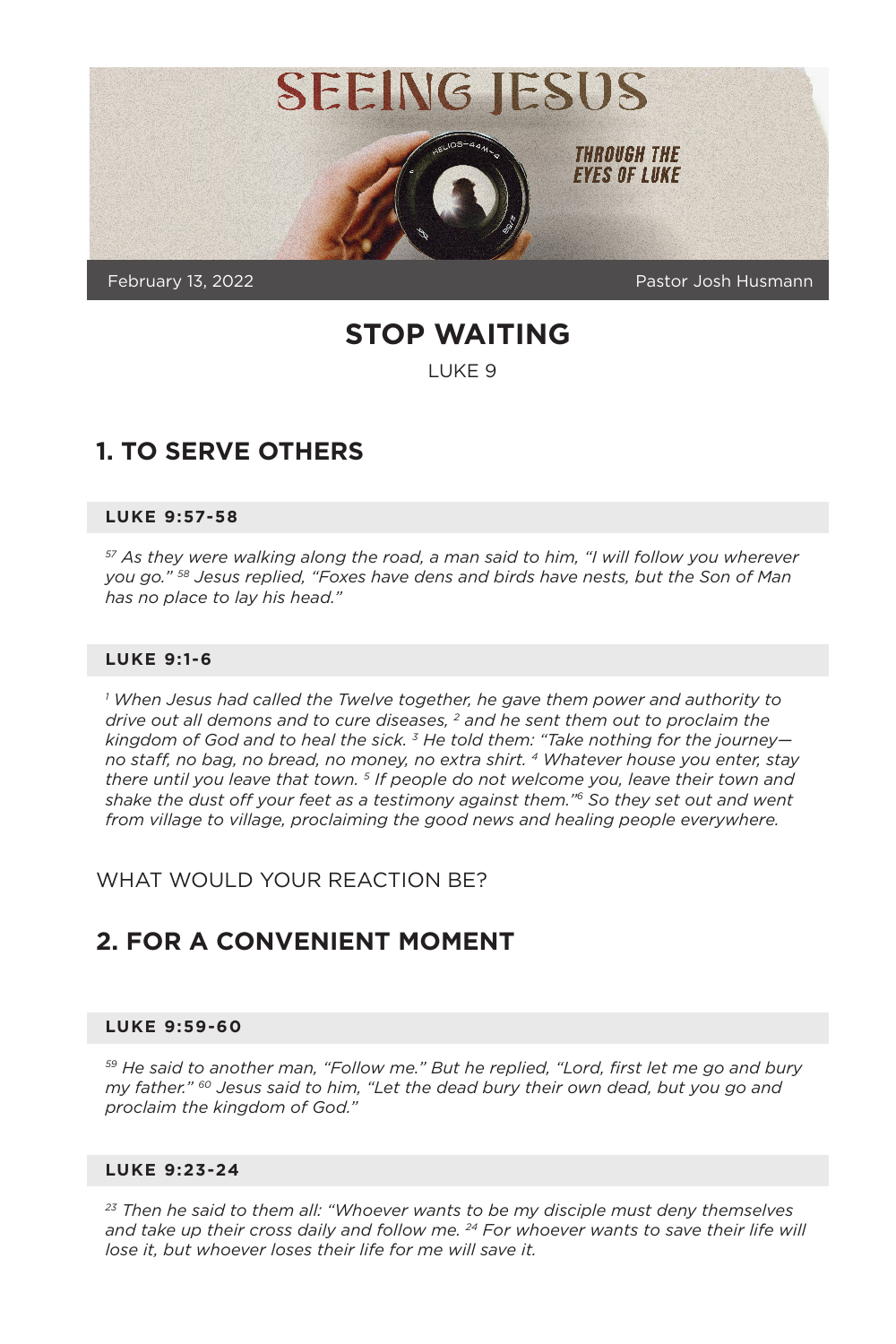# SEEING JESUS

THROUGH THE EYES OF LUKE

February 13, 2022 — Pastor Josh Husmann

## STOP WAITING

LUKE 9

## 1. TO SERVE OTHERS

### LUKE 9:57-58

*[57] As they were walking along the road, a man said to him, "I will follow you wherever you go." [58] Jesus replied, "Foxes have dens and birds have nests, but the Son of Man has no place to lay his head."*

### LUKE 9:1-6

*[1] When Jesus had called the Twelve together, he gave them power and authority to drive out all demons and to cure diseases, [2] and he sent them out to proclaim the kingdom of God and to heal the sick. [3] He told them: "Take nothing for the journey—no staff, no bag, no bread, no money, no extra shirt. [4] Whatever house you enter, stay there until you leave that town. [5] If people do not welcome you, leave their town and shake the dust off your feet as a testimony against them."[6] So they set out and went from village to village, proclaiming the good news and healing people everywhere.*

WHAT WOULD YOUR REACTION BE?

## 2. FOR A CONVENIENT MOMENT

### LUKE 9:59-60

*[59] He said to another man, "Follow me." But he replied, "Lord, first let me go and bury my father." [60] Jesus said to him, "Let the dead bury their own dead, but you go and proclaim the kingdom of God."*

### LUKE 9:23-24

*[23] Then he said to them all: "Whoever wants to be my disciple must deny themselves and take up their cross daily and follow me. [24] For whoever wants to save their life will lose it, but whoever loses their life for me will save it.*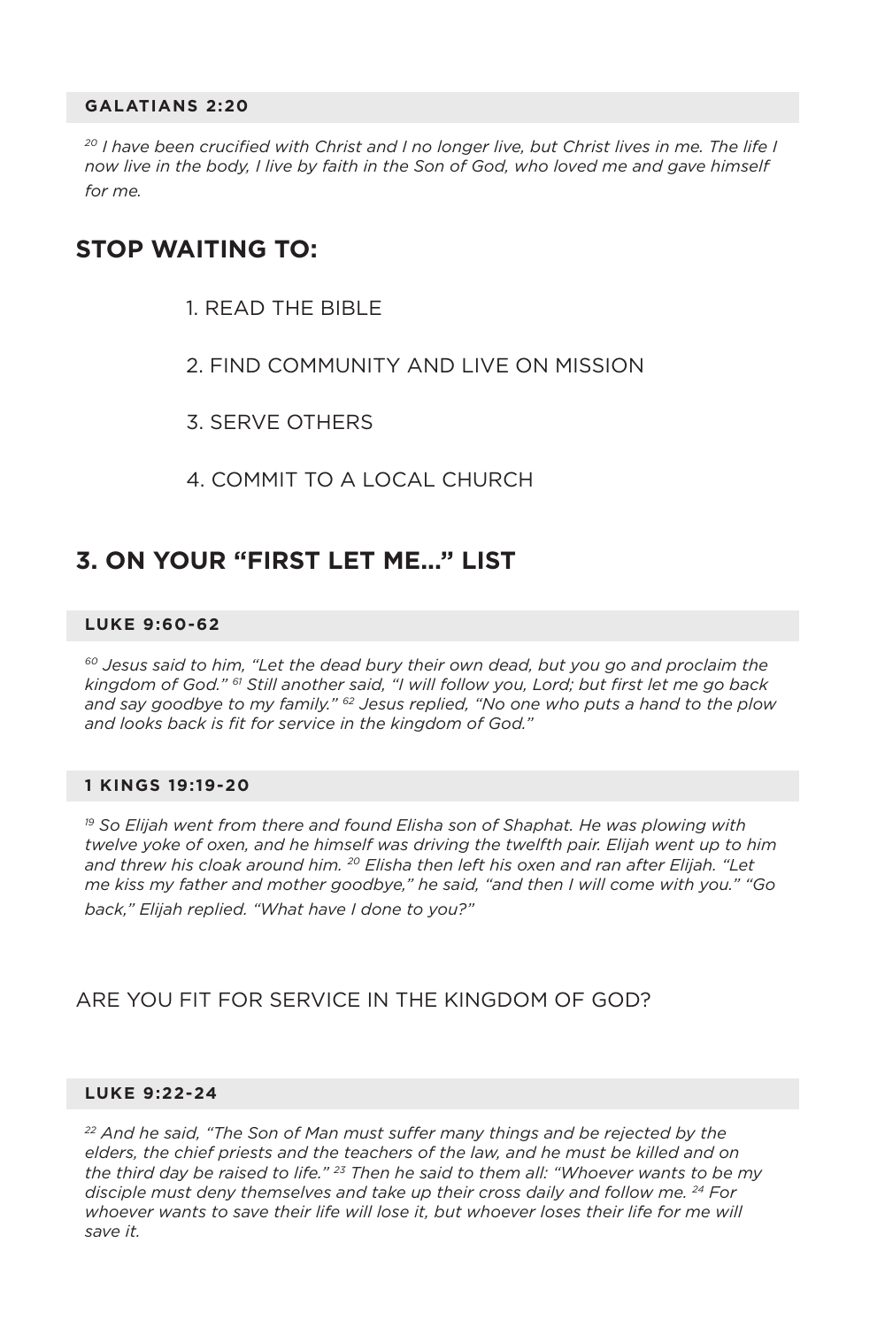#### GALATIANS 2:20

*[20] I have been crucified with Christ and I no longer live, but Christ lives in me. The life I now live in the body, I live by faith in the Son of God, who loved me and gave himself for me.*

## STOP WAITING TO:

1. READ THE BIBLE
2. FIND COMMUNITY AND LIVE ON MISSION
3. SERVE OTHERS
4. COMMIT TO A LOCAL CHURCH

## 3. ON YOUR "FIRST LET ME..." LIST

#### LUKE 9:60-62

*[60] Jesus said to him, "Let the dead bury their own dead, but you go and proclaim the kingdom of God." [61] Still another said, "I will follow you, Lord; but first let me go back and say goodbye to my family." [62] Jesus replied, "No one who puts a hand to the plow and looks back is fit for service in the kingdom of God."*

#### 1 KINGS 19:19-20

*[19] So Elijah went from there and found Elisha son of Shaphat. He was plowing with twelve yoke of oxen, and he himself was driving the twelfth pair. Elijah went up to him and threw his cloak around him. [20] Elisha then left his oxen and ran after Elijah. "Let me kiss my father and mother goodbye," he said, "and then I will come with you." "Go back," Elijah replied. "What have I done to you?"*

ARE YOU FIT FOR SERVICE IN THE KINGDOM OF GOD?

#### LUKE 9:22-24

*[22] And he said, "The Son of Man must suffer many things and be rejected by the elders, the chief priests and the teachers of the law, and he must be killed and on the third day be raised to life." [23] Then he said to them all: "Whoever wants to be my disciple must deny themselves and take up their cross daily and follow me. [24] For whoever wants to save their life will lose it, but whoever loses their life for me will save it.*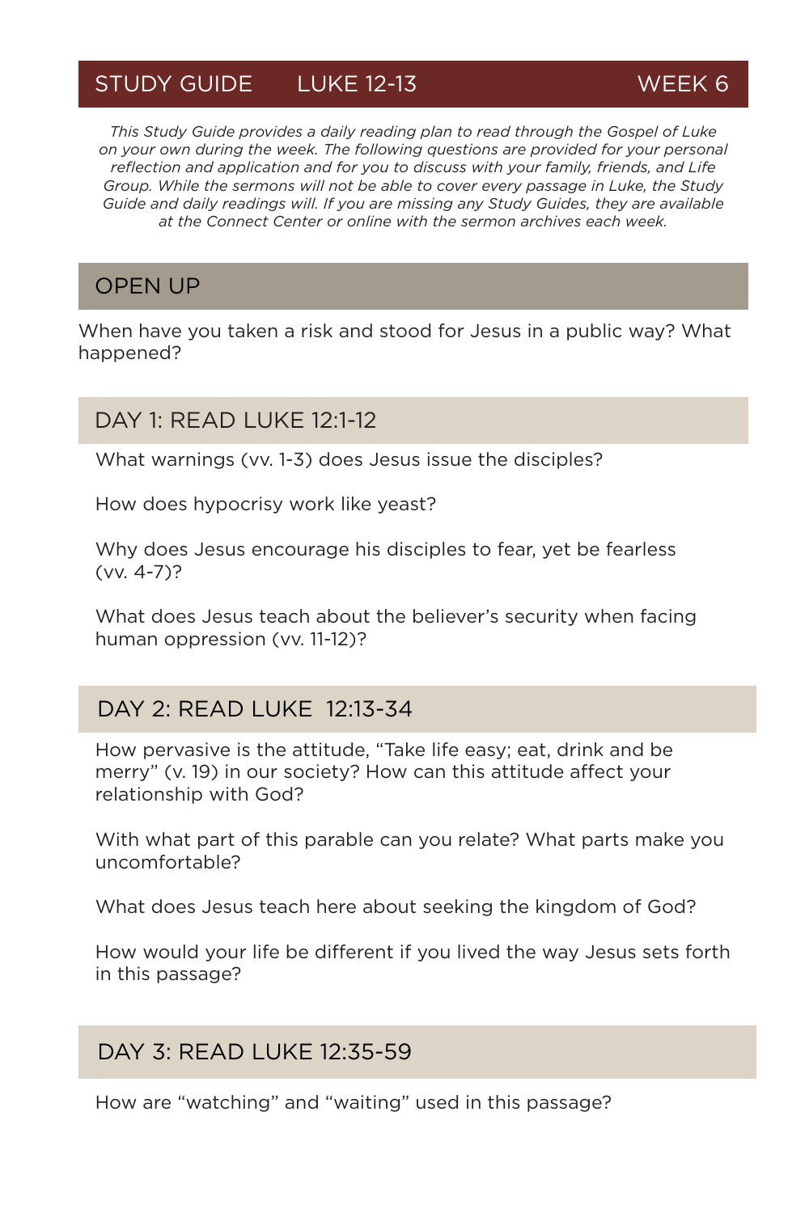## STUDY GUIDE LUKE 12-13 WEEK 6

*This Study Guide provides a daily reading plan to read through the Gospel of Luke on your own during the week. The following questions are provided for your personal reflection and application and for you to discuss with your family, friends, and Life Group. While the sermons will not be able to cover every passage in Luke, the Study Guide and daily readings will. If you are missing any Study Guides, they are available at the Connect Center or online with the sermon archives each week.*

### OPEN UP

When have you taken a risk and stood for Jesus in a public way? What happened?

### DAY 1: READ LUKE 12:1-12

What warnings (vv. 1-3) does Jesus issue the disciples?

How does hypocrisy work like yeast?

Why does Jesus encourage his disciples to fear, yet be fearless (vv. 4-7)?

What does Jesus teach about the believer's security when facing human oppression (vv. 11-12)?

### DAY 2: READ LUKE 12:13-34

How pervasive is the attitude, "Take life easy; eat, drink and be merry" (v. 19) in our society? How can this attitude affect your relationship with God?

With what part of this parable can you relate? What parts make you uncomfortable?

What does Jesus teach here about seeking the kingdom of God?

How would your life be different if you lived the way Jesus sets forth in this passage?

### DAY 3: READ LUKE 12:35-59

How are "watching" and "waiting" used in this passage?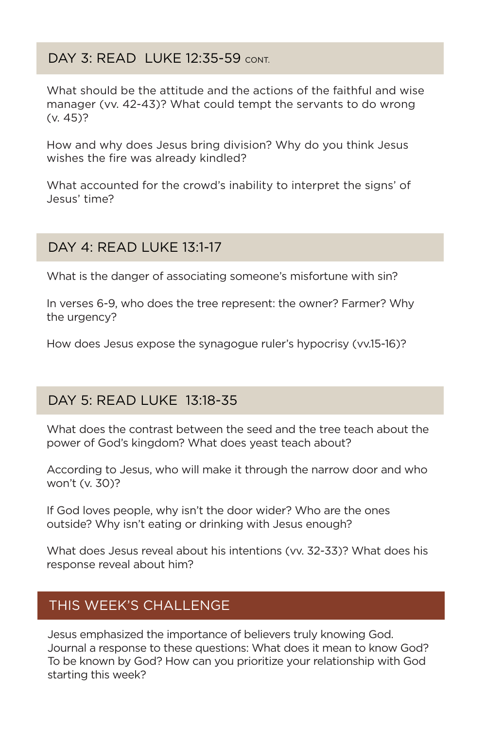## DAY 3: READ LUKE 12:35-59 CONT.

What should be the attitude and the actions of the faithful and wise manager (vv. 42-43)? What could tempt the servants to do wrong (v. 45)?

How and why does Jesus bring division? Why do you think Jesus wishes the fire was already kindled?

What accounted for the crowd's inability to interpret the signs' of Jesus' time?

## DAY 4: READ LUKE 13:1-17

What is the danger of associating someone's misfortune with sin?

In verses 6-9, who does the tree represent: the owner? Farmer? Why the urgency?

How does Jesus expose the synagogue ruler's hypocrisy (vv.15-16)?

## DAY 5: READ LUKE 13:18-35

What does the contrast between the seed and the tree teach about the power of God's kingdom? What does yeast teach about?

According to Jesus, who will make it through the narrow door and who won't (v. 30)?

If God loves people, why isn't the door wider? Who are the ones outside? Why isn't eating or drinking with Jesus enough?

What does Jesus reveal about his intentions (vv. 32-33)? What does his response reveal about him?

## THIS WEEK'S CHALLENGE

Jesus emphasized the importance of believers truly knowing God. Journal a response to these questions: What does it mean to know God? To be known by God? How can you prioritize your relationship with God starting this week?